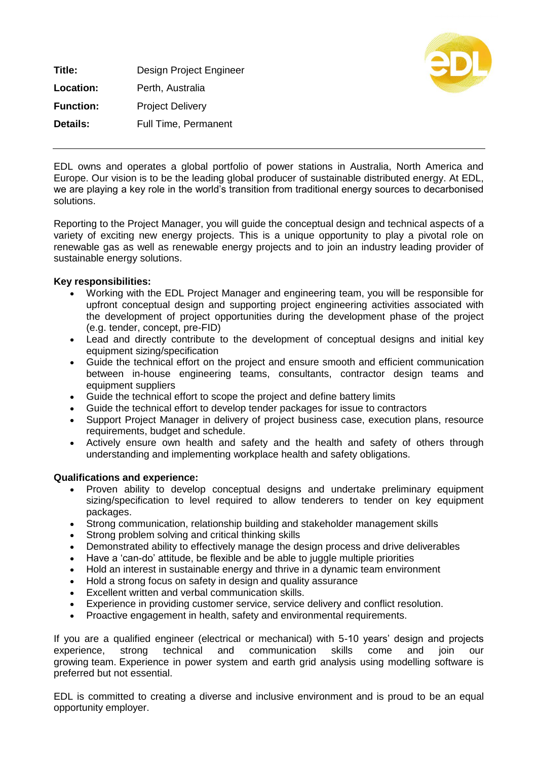| | |
|---|---|
| **Title:** | Design Project Engineer |
| **Location:** | Perth, Australia |
| **Function:** | Project Delivery |
| **Details:** | Full Time, Permanent |

---

EDL owns and operates a global portfolio of power stations in Australia, North America and Europe. Our vision is to be the leading global producer of sustainable distributed energy. At EDL, we are playing a key role in the world's transition from traditional energy sources to decarbonised solutions.

Reporting to the Project Manager, you will guide the conceptual design and technical aspects of a variety of exciting new energy projects. This is a unique opportunity to play a pivotal role on renewable gas as well as renewable energy projects and to join an industry leading provider of sustainable energy solutions.

**Key responsibilities:**

- Working with the EDL Project Manager and engineering team, you will be responsible for upfront conceptual design and supporting project engineering activities associated with the development of project opportunities during the development phase of the project (e.g. tender, concept, pre-FID)
- Lead and directly contribute to the development of conceptual designs and initial key equipment sizing/specification
- Guide the technical effort on the project and ensure smooth and efficient communication between in-house engineering teams, consultants, contractor design teams and equipment suppliers
- Guide the technical effort to scope the project and define battery limits
- Guide the technical effort to develop tender packages for issue to contractors
- Support Project Manager in delivery of project business case, execution plans, resource requirements, budget and schedule.
- Actively ensure own health and safety and the health and safety of others through understanding and implementing workplace health and safety obligations.

**Qualifications and experience:**

- Proven ability to develop conceptual designs and undertake preliminary equipment sizing/specification to level required to allow tenderers to tender on key equipment packages.
- Strong communication, relationship building and stakeholder management skills
- Strong problem solving and critical thinking skills
- Demonstrated ability to effectively manage the design process and drive deliverables
- Have a 'can-do' attitude, be flexible and be able to juggle multiple priorities
- Hold an interest in sustainable energy and thrive in a dynamic team environment
- Hold a strong focus on safety in design and quality assurance
- Excellent written and verbal communication skills.
- Experience in providing customer service, service delivery and conflict resolution.
- Proactive engagement in health, safety and environmental requirements.

If you are a qualified engineer (electrical or mechanical) with 5-10 years' design and projects experience, strong technical and communication skills come and join our growing team. Experience in power system and earth grid analysis using modelling software is preferred but not essential.

EDL is committed to creating a diverse and inclusive environment and is proud to be an equal opportunity employer.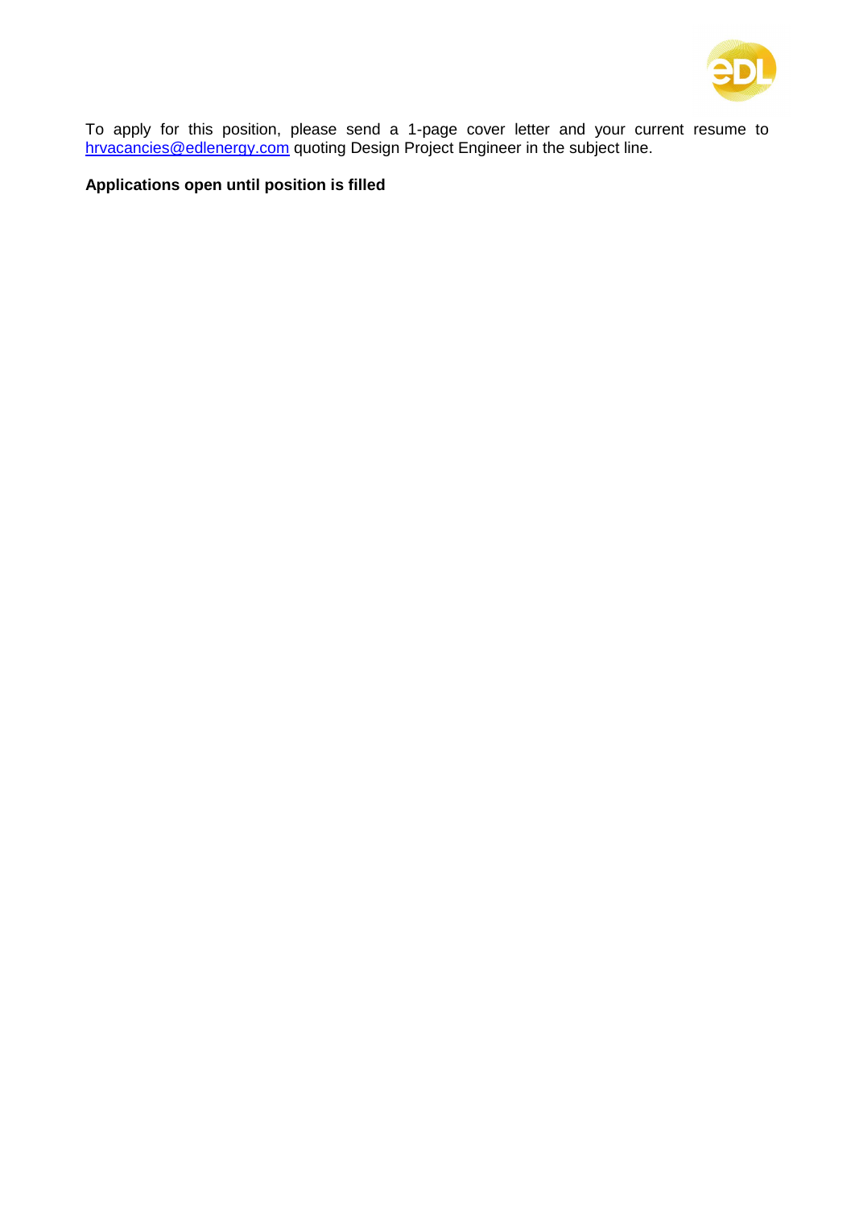To apply for this position, please send a 1-page cover letter and your current resume to hrvacancies@edlenergy.com quoting Design Project Engineer in the subject line.

**Applications open until position is filled**